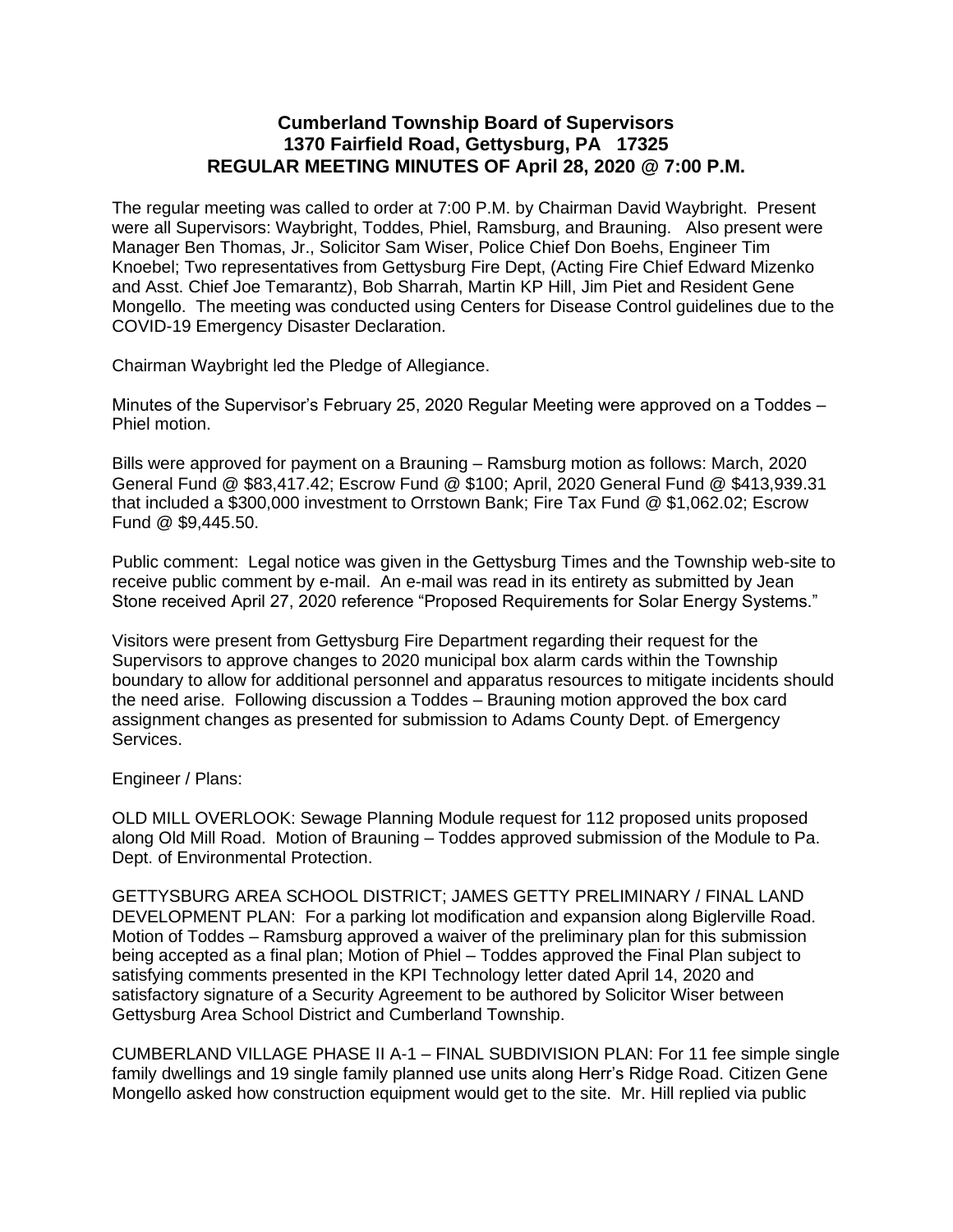**Cumberland Township Board of Supervisors**
**1370 Fairfield Road, Gettysburg, PA 17325**
**REGULAR MEETING MINUTES OF April 28, 2020 @ 7:00 P.M.**

The regular meeting was called to order at 7:00 P.M. by Chairman David Waybright. Present were all Supervisors: Waybright, Toddes, Phiel, Ramsburg, and Brauning. Also present were Manager Ben Thomas, Jr., Solicitor Sam Wiser, Police Chief Don Boehs, Engineer Tim Knoebel; Two representatives from Gettysburg Fire Dept, (Acting Fire Chief Edward Mizenko and Asst. Chief Joe Temarantz), Bob Sharrah, Martin KP Hill, Jim Piet and Resident Gene Mongello. The meeting was conducted using Centers for Disease Control guidelines due to the COVID-19 Emergency Disaster Declaration.

Chairman Waybright led the Pledge of Allegiance.

Minutes of the Supervisor's February 25, 2020 Regular Meeting were approved on a Toddes – Phiel motion.

Bills were approved for payment on a Brauning – Ramsburg motion as follows: March, 2020 General Fund @ $83,417.42; Escrow Fund @ $100; April, 2020 General Fund @ $413,939.31 that included a $300,000 investment to Orrstown Bank; Fire Tax Fund @ $1,062.02; Escrow Fund @ $9,445.50.

Public comment: Legal notice was given in the Gettysburg Times and the Township web-site to receive public comment by e-mail. An e-mail was read in its entirety as submitted by Jean Stone received April 27, 2020 reference "Proposed Requirements for Solar Energy Systems."

Visitors were present from Gettysburg Fire Department regarding their request for the Supervisors to approve changes to 2020 municipal box alarm cards within the Township boundary to allow for additional personnel and apparatus resources to mitigate incidents should the need arise. Following discussion a Toddes – Brauning motion approved the box card assignment changes as presented for submission to Adams County Dept. of Emergency Services.

Engineer / Plans:

OLD MILL OVERLOOK: Sewage Planning Module request for 112 proposed units proposed along Old Mill Road. Motion of Brauning – Toddes approved submission of the Module to Pa. Dept. of Environmental Protection.

GETTYSBURG AREA SCHOOL DISTRICT; JAMES GETTY PRELIMINARY / FINAL LAND DEVELOPMENT PLAN: For a parking lot modification and expansion along Biglerville Road. Motion of Toddes – Ramsburg approved a waiver of the preliminary plan for this submission being accepted as a final plan; Motion of Phiel – Toddes approved the Final Plan subject to satisfying comments presented in the KPI Technology letter dated April 14, 2020 and satisfactory signature of a Security Agreement to be authored by Solicitor Wiser between Gettysburg Area School District and Cumberland Township.

CUMBERLAND VILLAGE PHASE II A-1 – FINAL SUBDIVISION PLAN: For 11 fee simple single family dwellings and 19 single family planned use units along Herr's Ridge Road. Citizen Gene Mongello asked how construction equipment would get to the site. Mr. Hill replied via public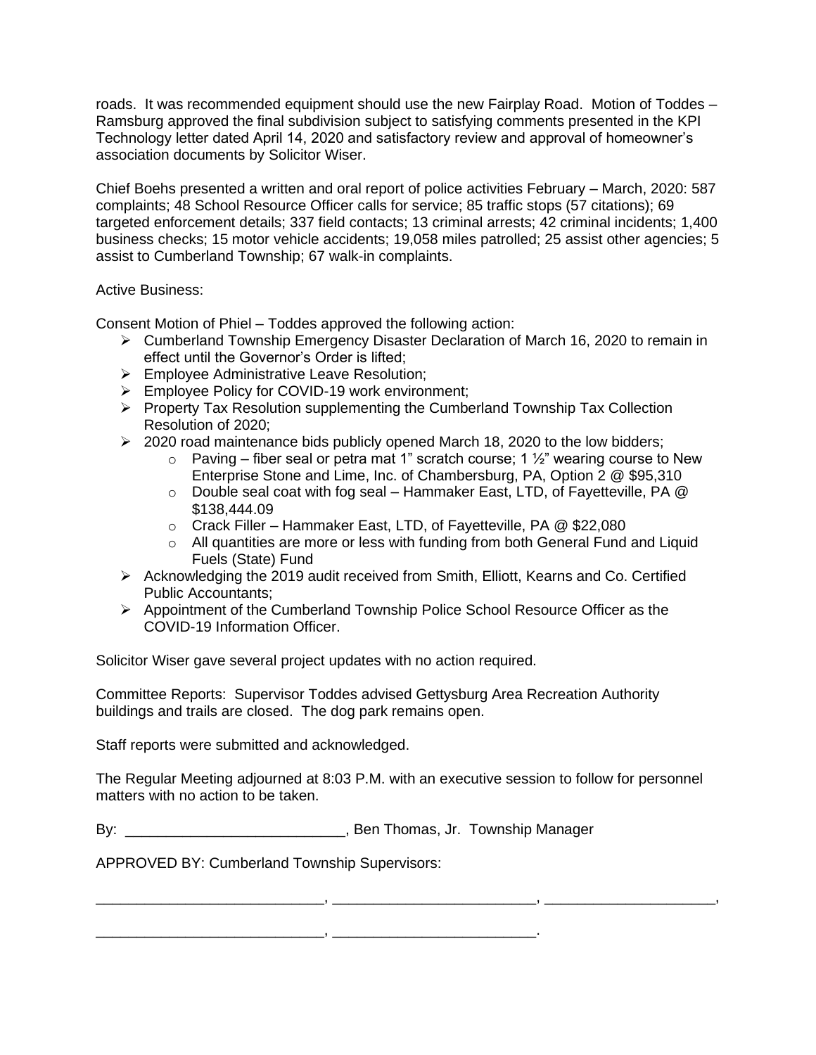roads. It was recommended equipment should use the new Fairplay Road. Motion of Toddes – Ramsburg approved the final subdivision subject to satisfying comments presented in the KPI Technology letter dated April 14, 2020 and satisfactory review and approval of homeowner's association documents by Solicitor Wiser.

Chief Boehs presented a written and oral report of police activities February – March, 2020: 587 complaints; 48 School Resource Officer calls for service; 85 traffic stops (57 citations); 69 targeted enforcement details; 337 field contacts; 13 criminal arrests; 42 criminal incidents; 1,400 business checks; 15 motor vehicle accidents; 19,058 miles patrolled; 25 assist other agencies; 5 assist to Cumberland Township; 67 walk-in complaints.

Active Business:

Consent Motion of Phiel – Toddes approved the following action:

- Cumberland Township Emergency Disaster Declaration of March 16, 2020 to remain in effect until the Governor's Order is lifted;
- Employee Administrative Leave Resolution;
- Employee Policy for COVID-19 work environment;
- Property Tax Resolution supplementing the Cumberland Township Tax Collection Resolution of 2020;
- 2020 road maintenance bids publicly opened March 18, 2020 to the low bidders;
    - Paving – fiber seal or petra mat 1" scratch course; 1 ½" wearing course to New Enterprise Stone and Lime, Inc. of Chambersburg, PA, Option 2 @ $95,310
    - Double seal coat with fog seal – Hammaker East, LTD, of Fayetteville, PA @ $138,444.09
    - Crack Filler – Hammaker East, LTD, of Fayetteville, PA @ $22,080
    - All quantities are more or less with funding from both General Fund and Liquid Fuels (State) Fund
- Acknowledging the 2019 audit received from Smith, Elliott, Kearns and Co. Certified Public Accountants;
- Appointment of the Cumberland Township Police School Resource Officer as the COVID-19 Information Officer.

Solicitor Wiser gave several project updates with no action required.

Committee Reports: Supervisor Toddes advised Gettysburg Area Recreation Authority buildings and trails are closed. The dog park remains open.

Staff reports were submitted and acknowledged.

The Regular Meeting adjourned at 8:03 P.M. with an executive session to follow for personnel matters with no action to be taken.

By: ___________________________, Ben Thomas, Jr. Township Manager

APPROVED BY: Cumberland Township Supervisors:

____________________________, _________________________, _____________________,

____________________________, _________________________.